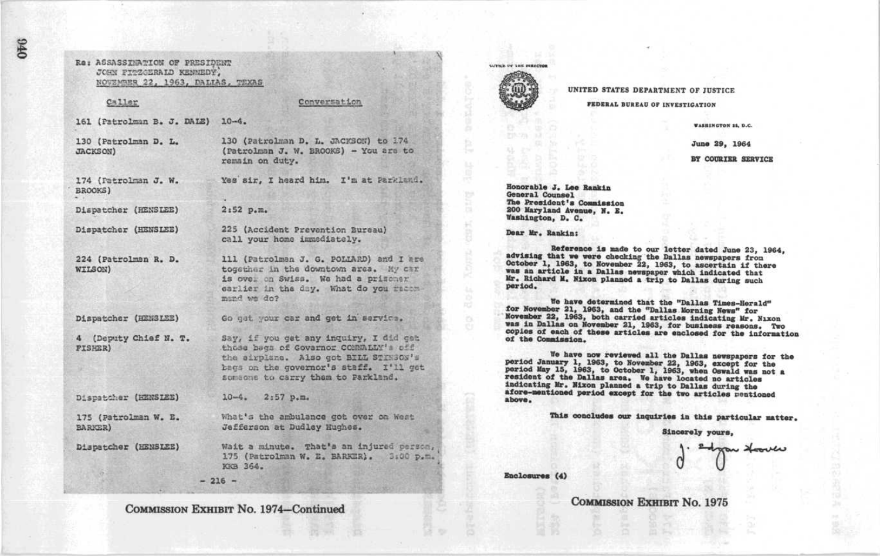Re: ASSASSINATION OF PRESIDENT JOHN FITZGERALD KENNEDY, NOVEMBER 22, 1963, DALLAS, TEXAS

| Caller | Conversation |
| --- | --- |
| 161 (Patrolman B. J. DALE) | 10-4. |
| 130 (Patrolman D. L. JACKSON) | 130 (Patrolman D. L. JACKSON) to 174 (Patrolman J. W. BROOKS) - You are to remain on duty. |
| 174 (Patrolman J. W. BROOKS) | Yes sir, I heard him. I'm at Parkland. |
| Dispatcher (HENSLEE) | 2:52 p.m. |
| Dispatcher (HENSLEE) | 225 (Accident Prevention Bureau) call your home immediately. |
| 224 (Patrolman R. D. WILSON) | 111 (Patrolman J. G. POLLARD) and I are together in the downtown area. My car is over on Swiss. We had a prisoner earlier in the day. What do you recommend we do? |
| Dispatcher (HENSLEE) | Go get your car and get in service. |
| 4 (Deputy Chief N. T. FISHER) | Say, if you get any inquiry, I did get those bags of Governor CONNALLY's off the airplane. Also got BILL STINSON's bags on the governor's staff. I'll get someone to carry them to Parkland. |
| Dispatcher (HENSLEE) | 10-4. 2:57 p.m. |
| 175 (Patrolman W. E. BARKER) | What's the ambulance got over on West Jefferson at Dudley Hughes. |
| Dispatcher (HENSLEE) | Wait a minute. That's an injured person, 175 (Patrolman W. E. BARKER). 3:00 p.m. KKB 364. |

\- 216 -

COMMISSION EXHIBIT No. 1974—Continued

---

OFFICE OF THE DIRECTOR

UNITED STATES DEPARTMENT OF JUSTICE

FEDERAL BUREAU OF INVESTIGATION

WASHINGTON 25, D.C.

June 29, 1964

BY COURIER SERVICE

Honorable J. Lee Rankin
General Counsel
The President's Commission
200 Maryland Avenue, N. E.
Washington, D. C.

Dear Mr. Rankin:

Reference is made to our letter dated June 23, 1964, advising that we were checking the Dallas newspapers from October 1, 1963, to November 22, 1963, to ascertain if there was an article in a Dallas newspaper which indicated that Mr. Richard M. Nixon planned a trip to Dallas during such period.

We have determined that the "Dallas Times-Herald" for November 21, 1963, and the "Dallas Morning News" for November 22, 1963, both carried articles indicating Mr. Nixon was in Dallas on November 21, 1963, for business reasons. Two copies of each of these articles are enclosed for the information of the Commission.

We have now reviewed all the Dallas newspapers for the period January 1, 1963, to November 22, 1963, except for the period May 15, 1963, to October 1, 1963, when Oswald was not a resident of the Dallas area. We have located no articles indicating Mr. Nixon planned a trip to Dallas during the afore-mentioned period except for the two articles mentioned above.

This concludes our inquiries in this particular matter.

Sincerely yours,

J. Edgar Hoover

Enclosures (4)

COMMISSION EXHIBIT No. 1975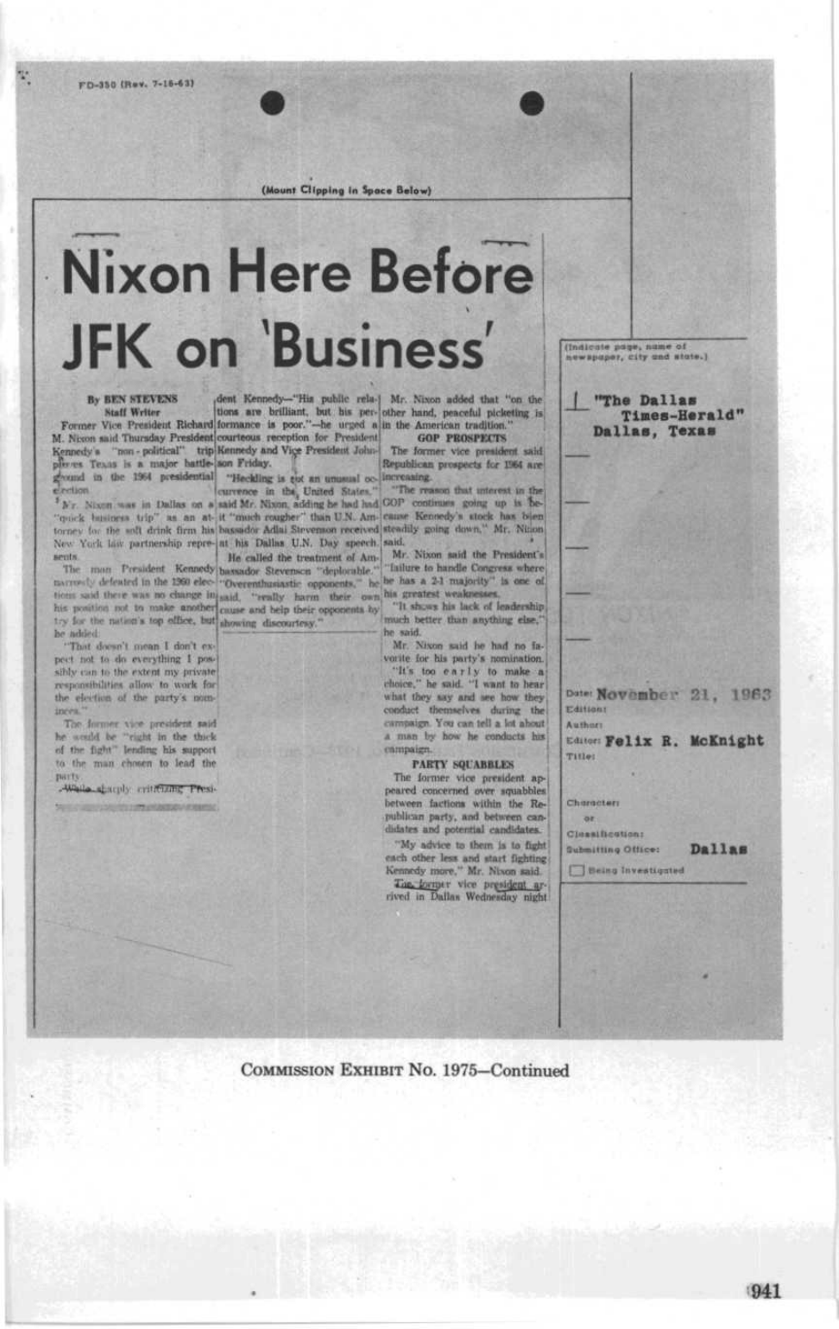FD-350 (Rev. 7-16-63)

(Mount Clipping in Space Below)

# Nixon Here Before JFK on 'Business'

By BEN STEVENS
Staff Writer

Former Vice President Richard M. Nixon said Thursday President Kennedy's "non-political" trip places Texas is a major battleground in the 1964 presidential election.

Mr. Nixon was in Dallas on a "quick business trip" as an attorney for the soft drink firm his New York law partnership represents.

The man President Kennedy narrowly defeated in the 1960 elections said there was no change in his position not to make another try for the nation's top office, but he added:

"That doesn't mean I don't expect not to do everything I possibly can to the extent my private responsibilities allow to work for the election of the party's nominees."

The former vice president said he would be "right in the thick of the fight" lending his support to the man chosen to lead the party.

While sharply criticizing President Kennedy—"His public relations are brilliant, but his performance is poor."—he urged a courteous reception for President Kennedy and Vice President Johnson Friday.

"Heckling is not an unusual occurrence in the United States," said Mr. Nixon, adding he had had it "much rougher" than U.N. Ambassador Adlai Stevenson received at his Dallas U.N. Day speech.

He called the treatment of Ambassador Stevenson "deplorable." "Overenthusiastic opponents," he said, "really harm their own cause and help their opponents by showing discourtesy."

Mr. Nixon added that "on the other hand, peaceful picketing is in the American tradition."

**GOP PROSPECTS**

The former vice president said Republican prospects for 1964 are increasing.

"The reason that interest in the GOP continues going up is because Kennedy's stock has been steadily going down," Mr. Nixon said.

Mr. Nixon said the President's "failure to handle Congress where he has a 2-1 majority" is one of his greatest weaknesses.

"It shows his lack of leadership much better than anything else," he said.

Mr. Nixon said he had no favorite for his party's nomination.

"It's too early to make a choice," he said. "I want to hear what they say and see how they conduct themselves during the campaign. You can tell a lot about a man by how he conducts his campaign.

**PARTY SQUABBLES**

The former vice president appeared concerned over squabbles between factions within the Republican party, and between candidates and potential candidates.

"My advice to them is to fight each other less and start fighting Kennedy more," Mr. Nixon said.

The former vice president arrived in Dallas Wednesday night

(Indicate page, name of newspaper, city and state.)

1 "The Dallas Times-Herald"
Dallas, Texas

Date: November 21, 1963
Edition:
Author:
Editor: Felix R. McKnight
Title:

Character:
or
Classification:
Submitting Office: Dallas
☐ Being Investigated

COMMISSION EXHIBIT No. 1975—Continued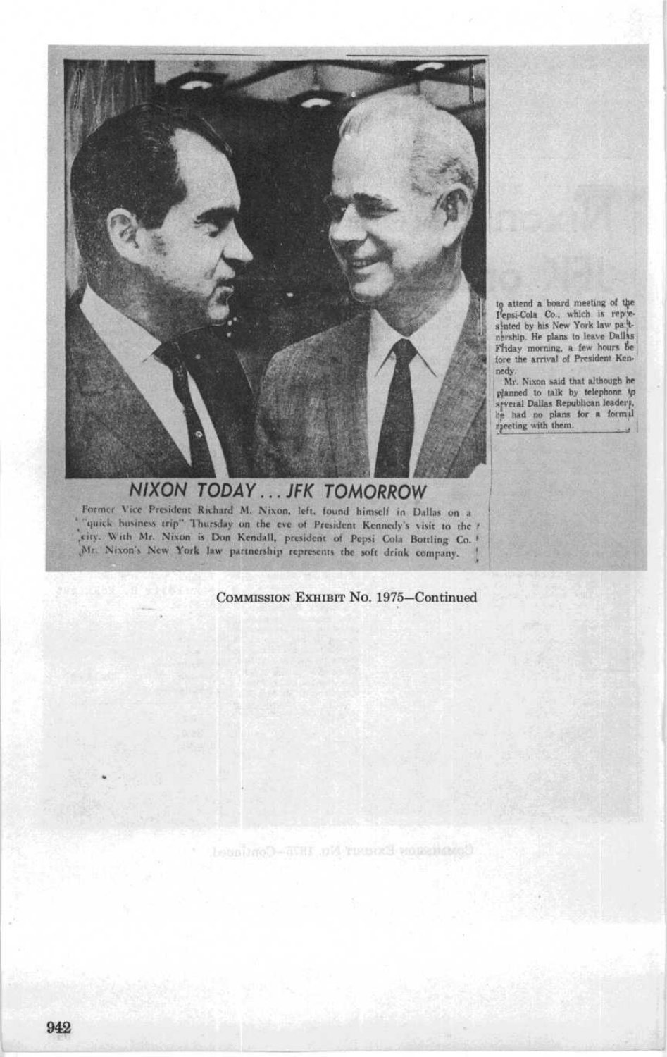## NIXON TODAY . . . JFK TOMORROW

Former Vice President Richard M. Nixon, left, found himself in Dallas on a "quick business trip" Thursday on the eve of President Kennedy's visit to the city. With Mr. Nixon is Don Kendall, president of Pepsi Cola Bottling Co. Mr. Nixon's New York law partnership represents the soft drink company.

to attend a board meeting of the Pepsi-Cola Co., which is represented by his New York law partnership. He plans to leave Dallas Friday morning, a few hours before the arrival of President Kennedy.

Mr. Nixon said that although he planned to talk by telephone to several Dallas Republican leaders, he had no plans for a formal meeting with them.

COMMISSION EXHIBIT No. 1975—Continued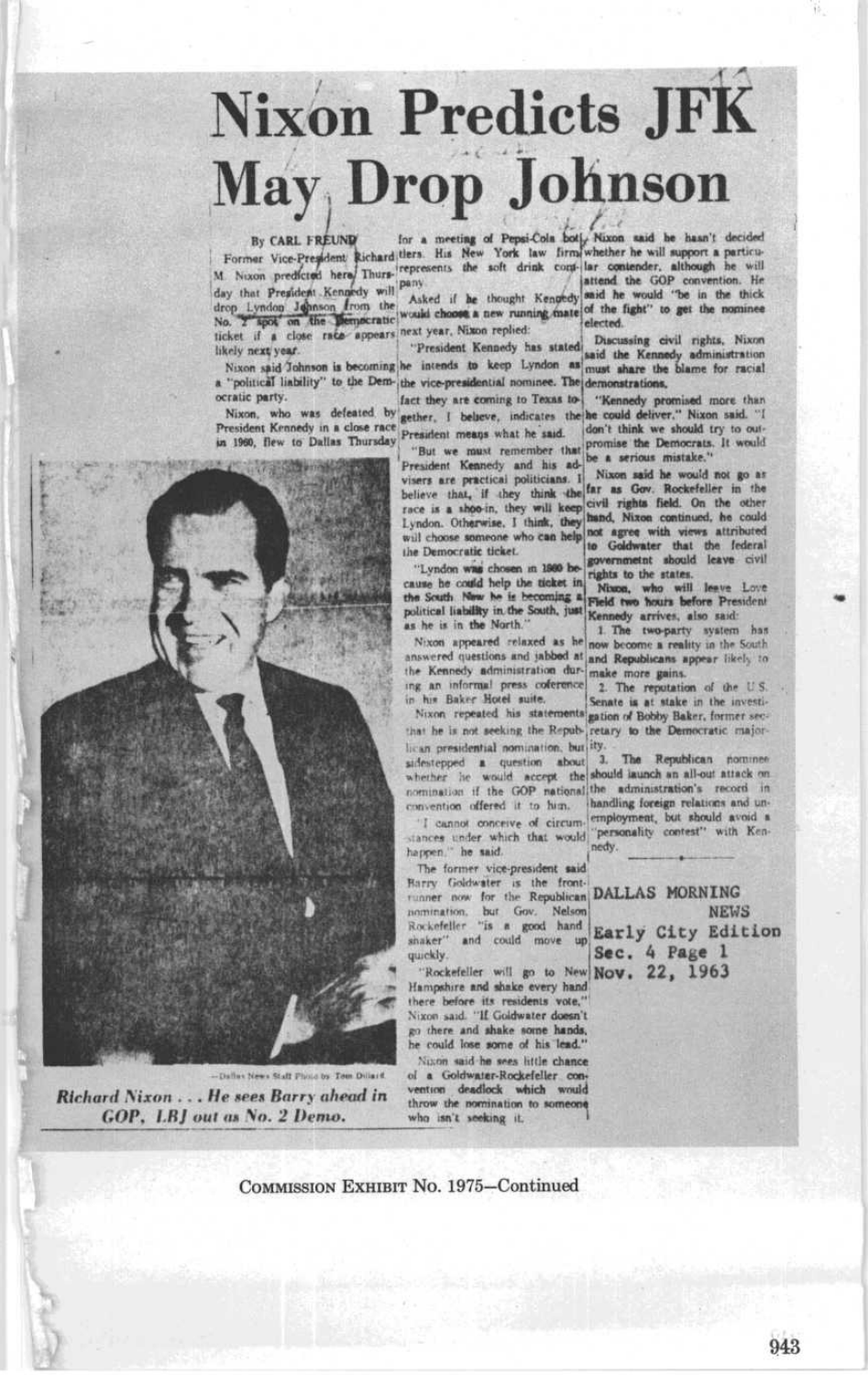# Nixon Predicts JFK May Drop Johnson

By CARL FREUND

Former Vice-President Richard M. Nixon predicted here Thursday that President Kennedy will drop Lyndon Johnson from the No. 2 spot on the Democratic ticket if a close race appears likely next year.

Nixon said Johnson is becoming a "political liability" to the Democratic party.

Nixon, who was defeated by President Kennedy in a close race in 1960, flew to Dallas Thursday for a meeting of Pepsi-Cola bottlers. His New York law firm represents the soft drink company.

Asked if he thought Kennedy would choose a new running mate next year, Nixon replied:

"President Kennedy has stated he intends to keep Lyndon as the vice-presidential nominee. The fact they are coming to Texas together, I believe, indicates the President means what he said.

"But we must remember that President Kennedy and his advisers are practical politicians. I believe that, if they think the race is a shoo-in, they will keep Lyndon. Otherwise, I think, they will choose someone who can help the Democratic ticket.

"Lyndon was chosen in 1960 because he could help the ticket in the South. Now he is becoming a political liability in the South, just as he is in the North."

Nixon appeared relaxed as he answered questions and jabbed at the Kennedy administration during an informal press coference in his Baker Hotel suite.

Nixon repeated his statements that he is not seeking the Republican presidential nomination, but sidestepped a question about whether he would accept the nomination if the GOP national convention offered it to him.

"I cannot conceive of circumstances under which that would happen," he said.

The former vice-president said Barry Goldwater is the front-runner now for the Republican nomination, but Gov. Nelson Rockefeller "is a good hand shaker" and could move up quickly.

"Rockefeller will go to New Hampshire and shake every hand there before its residents vote," Nixon said. "If Goldwater doesn't go there and shake some hands, he could lose some of his lead."

Nixon said he sees little chance of a Goldwater-Rockefeller convention deadlock which would throw the nomination to someone who isn't seeking it.

Nixon said he hasn't decided whether he will support a particular contender, although he will attend the GOP convention. He said he would "be in the thick of the fight" to get the nominee elected.

Discussing civil rights, Nixon said the Kennedy administration must share the blame for racial demonstrations.

"Kennedy promised more than he could deliver," Nixon said. "I don't think we should try to outpromise the Democrats. It would be a serious mistake."

Nixon said he would not go as far as Gov. Rockefeller in the civil rights field. On the other hand, Nixon continued, he could not agree with views attributed to Goldwater that the federal governmetnt should leave civil rights to the states.

Nixon, who will leave Love Field two hours before President Kennedy arrives, also said:

1. The two-party system has now become a reality in the South and Republicans appear likely to make more gains.

2. The reputation of the U.S. Senate is at stake in the investigation of Bobby Baker, former secretary to the Democratic majority.

3. The Republican nominee should launch an all-out attack on the administration's record in handling foreign relations and unemployment, but should avoid a "personality contest" with Kennedy.

—Dallas News Staff Photo by Tom Dillard

*Richard Nixon . . . He sees Barry ahead in GOP, LBJ out as No. 2 Demo.*

DALLAS MORNING NEWS
Early City Edition
Sec. 4 Page 1
Nov. 22, 1963

COMMISSION EXHIBIT No. 1975—Continued